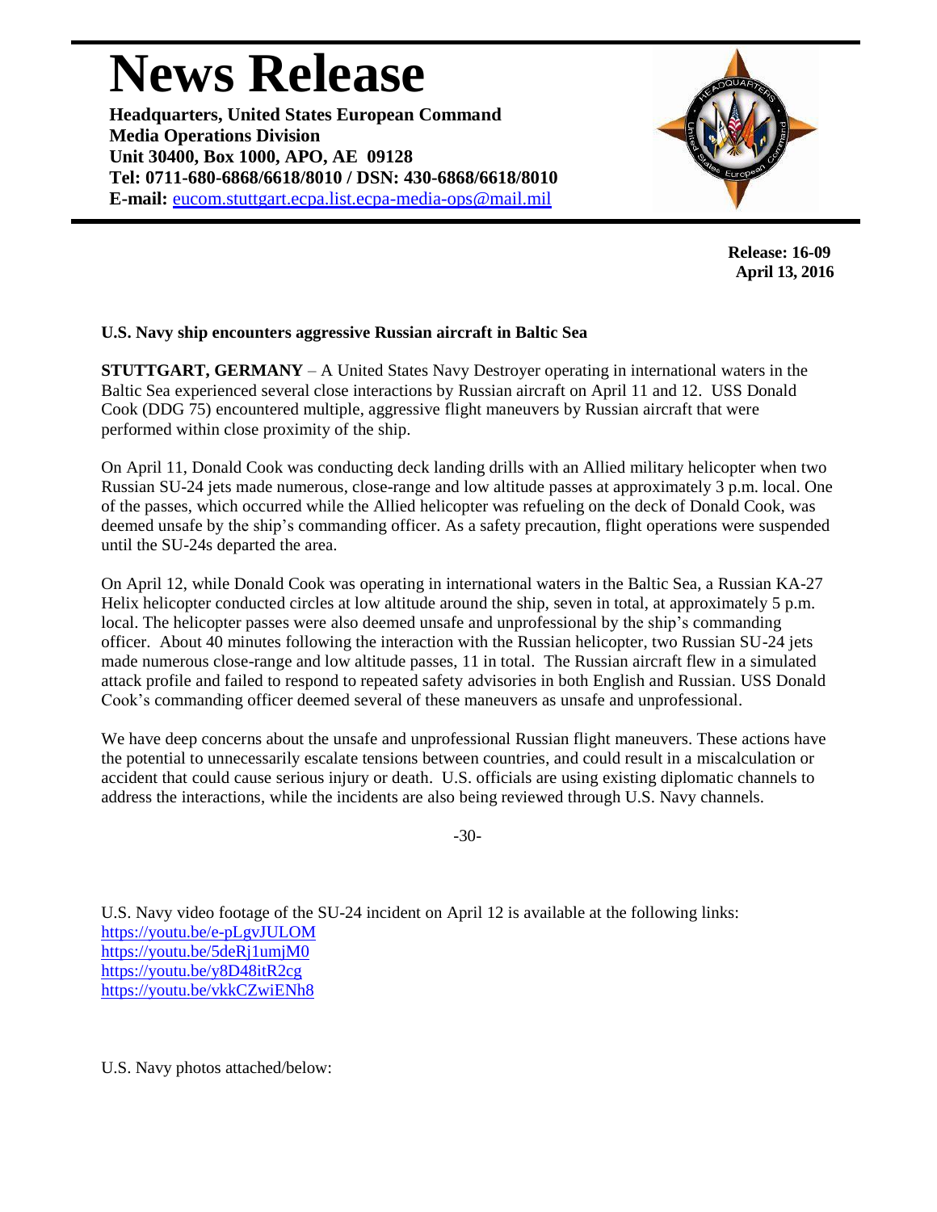# News Release

**Headquarters, United States European Command**
**Media Operations Division**
**Unit 30400, Box 1000, APO, AE 09128**
**Tel: 0711-680-6868/6618/8010 / DSN: 430-6868/6618/8010**
**E-mail:** eucom.stuttgart.ecpa.list.ecpa-media-ops@mail.mil

**Release: 16-09**
**April 13, 2016**

**U.S. Navy ship encounters aggressive Russian aircraft in Baltic Sea**

**STUTTGART, GERMANY** – A United States Navy Destroyer operating in international waters in the Baltic Sea experienced several close interactions by Russian aircraft on April 11 and 12. USS Donald Cook (DDG 75) encountered multiple, aggressive flight maneuvers by Russian aircraft that were performed within close proximity of the ship.

On April 11, Donald Cook was conducting deck landing drills with an Allied military helicopter when two Russian SU-24 jets made numerous, close-range and low altitude passes at approximately 3 p.m. local. One of the passes, which occurred while the Allied helicopter was refueling on the deck of Donald Cook, was deemed unsafe by the ship's commanding officer. As a safety precaution, flight operations were suspended until the SU-24s departed the area.

On April 12, while Donald Cook was operating in international waters in the Baltic Sea, a Russian KA-27 Helix helicopter conducted circles at low altitude around the ship, seven in total, at approximately 5 p.m. local. The helicopter passes were also deemed unsafe and unprofessional by the ship's commanding officer. About 40 minutes following the interaction with the Russian helicopter, two Russian SU-24 jets made numerous close-range and low altitude passes, 11 in total. The Russian aircraft flew in a simulated attack profile and failed to respond to repeated safety advisories in both English and Russian. USS Donald Cook's commanding officer deemed several of these maneuvers as unsafe and unprofessional.

We have deep concerns about the unsafe and unprofessional Russian flight maneuvers. These actions have the potential to unnecessarily escalate tensions between countries, and could result in a miscalculation or accident that could cause serious injury or death. U.S. officials are using existing diplomatic channels to address the interactions, while the incidents are also being reviewed through U.S. Navy channels.

-30-

U.S. Navy video footage of the SU-24 incident on April 12 is available at the following links:
https://youtu.be/e-pLgvJULOM
https://youtu.be/5deRj1umjM0
https://youtu.be/y8D48itR2cg
https://youtu.be/vkkCZwiENh8

U.S. Navy photos attached/below: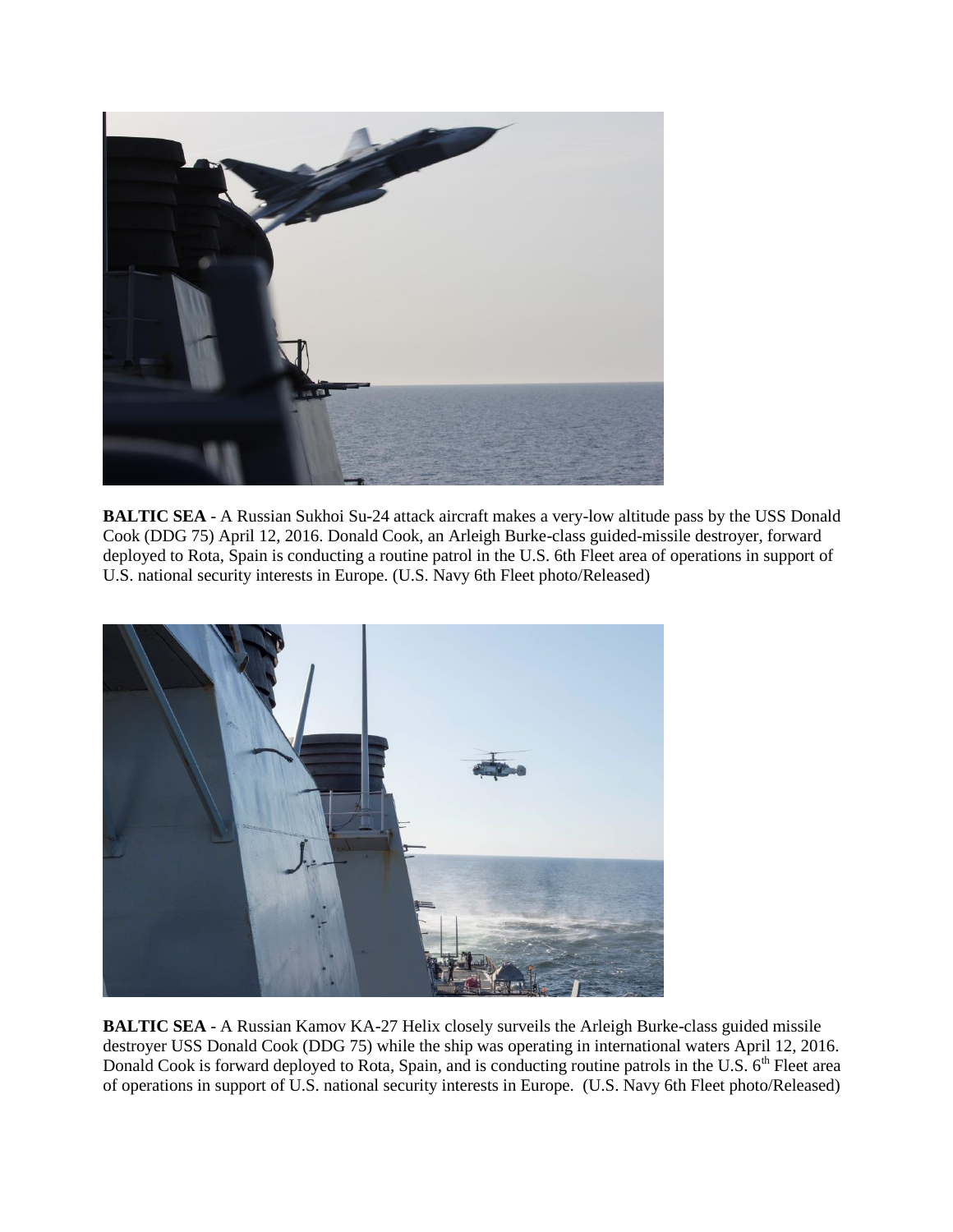**BALTIC SEA** - A Russian Sukhoi Su-24 attack aircraft makes a very-low altitude pass by the USS Donald Cook (DDG 75) April 12, 2016. Donald Cook, an Arleigh Burke-class guided-missile destroyer, forward deployed to Rota, Spain is conducting a routine patrol in the U.S. 6th Fleet area of operations in support of U.S. national security interests in Europe. (U.S. Navy 6th Fleet photo/Released)

**BALTIC SEA** - A Russian Kamov KA-27 Helix closely surveils the Arleigh Burke-class guided missile destroyer USS Donald Cook (DDG 75) while the ship was operating in international waters April 12, 2016. Donald Cook is forward deployed to Rota, Spain, and is conducting routine patrols in the U.S. 6th Fleet area of operations in support of U.S. national security interests in Europe. (U.S. Navy 6th Fleet photo/Released)